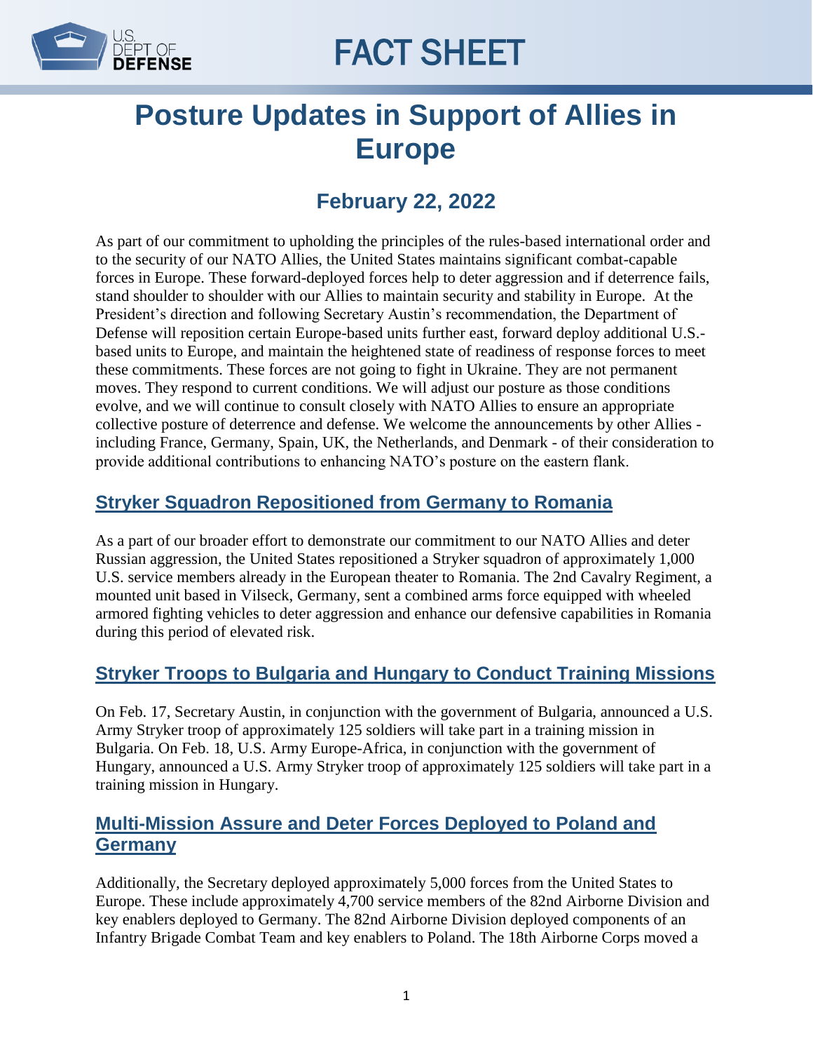FACT SHEET

# Posture Updates in Support of Allies in Europe

## February 22, 2022

As part of our commitment to upholding the principles of the rules-based international order and to the security of our NATO Allies, the United States maintains significant combat-capable forces in Europe. These forward-deployed forces help to deter aggression and if deterrence fails, stand shoulder to shoulder with our Allies to maintain security and stability in Europe. At the President's direction and following Secretary Austin's recommendation, the Department of Defense will reposition certain Europe-based units further east, forward deploy additional U.S.-based units to Europe, and maintain the heightened state of readiness of response forces to meet these commitments. These forces are not going to fight in Ukraine. They are not permanent moves. They respond to current conditions. We will adjust our posture as those conditions evolve, and we will continue to consult closely with NATO Allies to ensure an appropriate collective posture of deterrence and defense. We welcome the announcements by other Allies - including France, Germany, Spain, UK, the Netherlands, and Denmark - of their consideration to provide additional contributions to enhancing NATO's posture on the eastern flank.

### Stryker Squadron Repositioned from Germany to Romania

As a part of our broader effort to demonstrate our commitment to our NATO Allies and deter Russian aggression, the United States repositioned a Stryker squadron of approximately 1,000 U.S. service members already in the European theater to Romania. The 2nd Cavalry Regiment, a mounted unit based in Vilseck, Germany, sent a combined arms force equipped with wheeled armored fighting vehicles to deter aggression and enhance our defensive capabilities in Romania during this period of elevated risk.

### Stryker Troops to Bulgaria and Hungary to Conduct Training Missions

On Feb. 17, Secretary Austin, in conjunction with the government of Bulgaria, announced a U.S. Army Stryker troop of approximately 125 soldiers will take part in a training mission in Bulgaria. On Feb. 18, U.S. Army Europe-Africa, in conjunction with the government of Hungary, announced a U.S. Army Stryker troop of approximately 125 soldiers will take part in a training mission in Hungary.

### Multi-Mission Assure and Deter Forces Deployed to Poland and Germany

Additionally, the Secretary deployed approximately 5,000 forces from the United States to Europe. These include approximately 4,700 service members of the 82nd Airborne Division and key enablers deployed to Germany. The 82nd Airborne Division deployed components of an Infantry Brigade Combat Team and key enablers to Poland. The 18th Airborne Corps moved a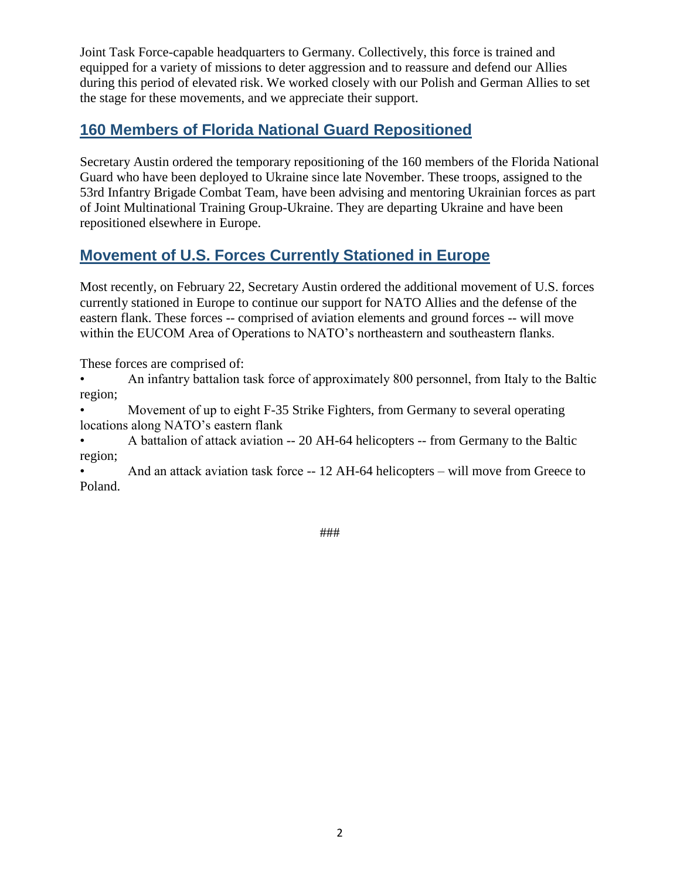Joint Task Force-capable headquarters to Germany. Collectively, this force is trained and equipped for a variety of missions to deter aggression and to reassure and defend our Allies during this period of elevated risk. We worked closely with our Polish and German Allies to set the stage for these movements, and we appreciate their support.

## 160 Members of Florida National Guard Repositioned

Secretary Austin ordered the temporary repositioning of the 160 members of the Florida National Guard who have been deployed to Ukraine since late November. These troops, assigned to the 53rd Infantry Brigade Combat Team, have been advising and mentoring Ukrainian forces as part of Joint Multinational Training Group-Ukraine. They are departing Ukraine and have been repositioned elsewhere in Europe.

## Movement of U.S. Forces Currently Stationed in Europe

Most recently, on February 22, Secretary Austin ordered the additional movement of U.S. forces currently stationed in Europe to continue our support for NATO Allies and the defense of the eastern flank. These forces -- comprised of aviation elements and ground forces -- will move within the EUCOM Area of Operations to NATO's northeastern and southeastern flanks.

These forces are comprised of:

- An infantry battalion task force of approximately 800 personnel, from Italy to the Baltic region;
- Movement of up to eight F-35 Strike Fighters, from Germany to several operating locations along NATO's eastern flank
- A battalion of attack aviation -- 20 AH-64 helicopters -- from Germany to the Baltic region;
- And an attack aviation task force -- 12 AH-64 helicopters – will move from Greece to Poland.

###